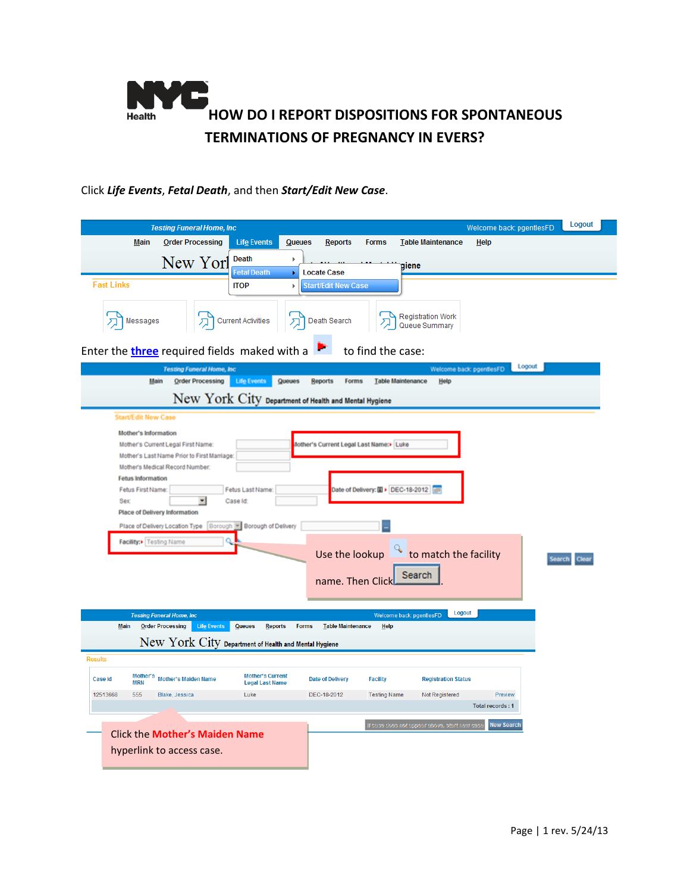# HOW DO I REPORT DISPOSITIONS FOR SPONTANEOUS TERMINATIONS OF PREGNANCY IN EVERS?

Click ***Life Events***, ***Fetal Death***, and then ***Start/Edit New Case***.

Enter the **three** required fields maked with a to find the case:

Use the lookup to match the facility name. Then Click Search.

Click the **Mother's Maiden Name** hyperlink to access case.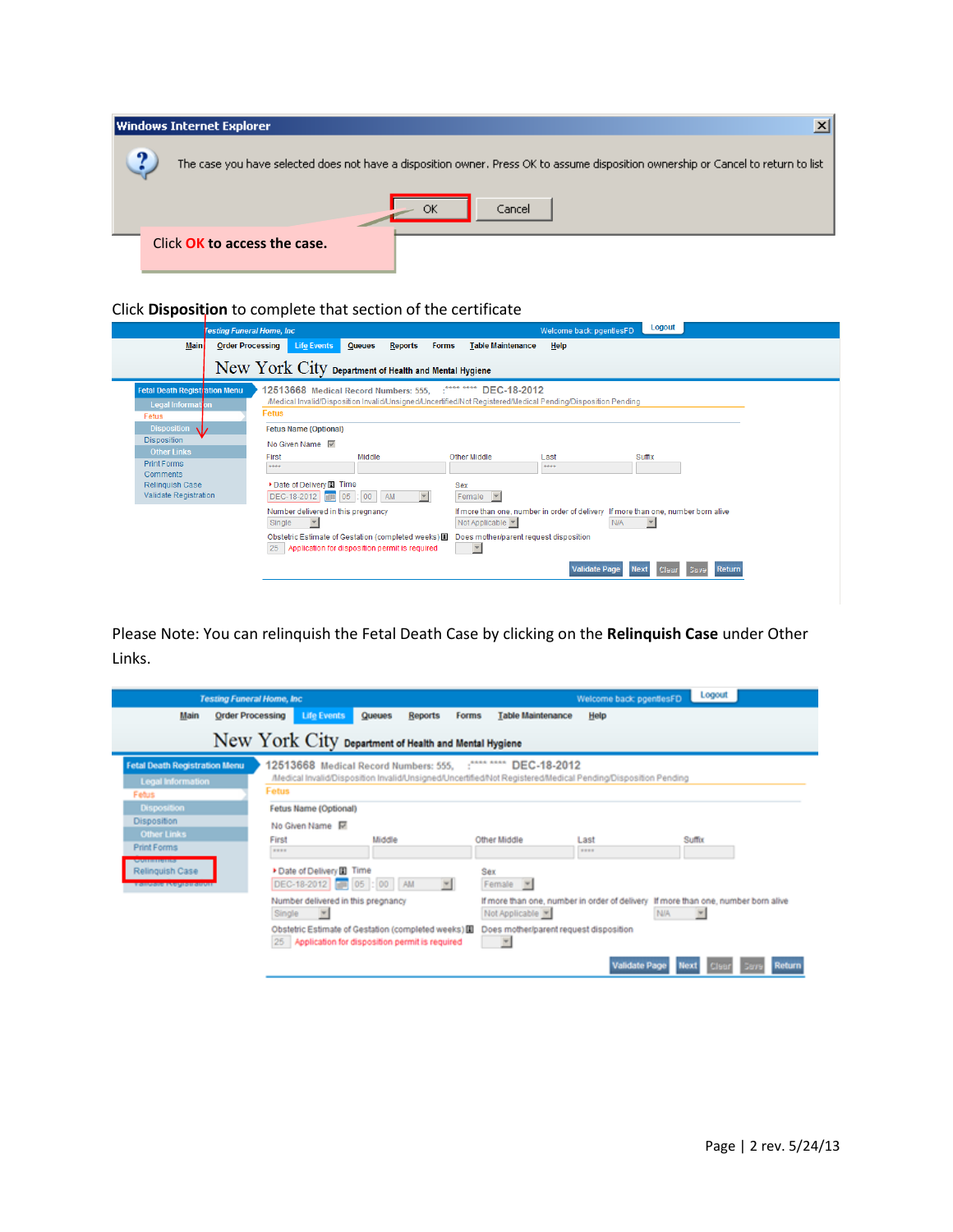**Windows Internet Explorer**

The case you have selected does not have a disposition owner. Press OK to assume disposition ownership or Cancel to return to list

OK | Cancel

Click **OK** to access the case.

Click **Disposition** to complete that section of the certificate

Please Note: You can relinquish the Fetal Death Case by clicking on the **Relinquish Case** under Other Links.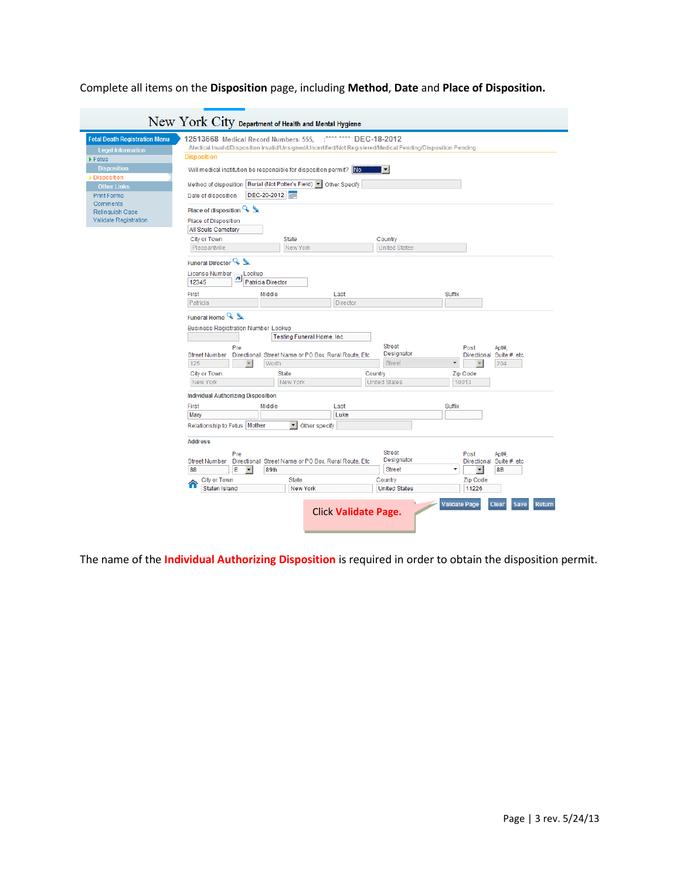Complete all items on the **Disposition** page, including **Method**, **Date** and **Place of Disposition.**

New York City Department of Health and Mental Hygiene

Fetal Death Registration Menu

- Legal Information
- Fetus
- Disposition
- Disposition
- Other Links
- Print Forms
- Comments
- Relinquish Case
- Validate Registration

12513668 Medical Record Numbers: 555, :**** **** DEC-18-2012

/Medical Invalid/Disposition Invalid/Unsigned/Uncertified/Not Registered/Medical Pending/Disposition Pending

Disposition

Will medical institution be responsible for disposition permit? No

Method of disposition: Burial (Not Potter's Field) Other Specify

Date of disposition: DEC-20-2012

**Place of disposition**

Place of Disposition: All Souls Cemetery

City or Town: Pleasantville | State: New York | Country: United States

**Funeral Director**

License Number: 12345 | Lookup: Patricia Director

First: Patricia | Middle | Last: Director | Suffix

**Funeral Home**

Business Registration Number | Lookup: Testing Funeral Home, Inc

Street Number: 125 | Pre Directional | Street Name or PO Box, Rural Route, Etc: Worth | Street Designator: Street | Post Directional | Apt#, Suite #, etc: 204

City or Town: New York | State: New York | Country: United States | Zip Code: 10013

**Individual Authorizing Disposition**

First: Mary | Middle | Last: Luke | Suffix

Relationship to Fetus: Mother | Other specify

**Address**

Street Number: 88 | Pre Directional: E | Street Name or PO Box, Rural Route, Etc: 89th | Street Designator: Street | Post Directional | Apt#, Suite #, etc: 8B

City or Town: Staten Island | State: New York | Country: United States | Zip Code: 11226

Validate Page | Clear | Save | Return

Click **Validate Page.**

The name of the **Individual Authorizing Disposition** is required in order to obtain the disposition permit.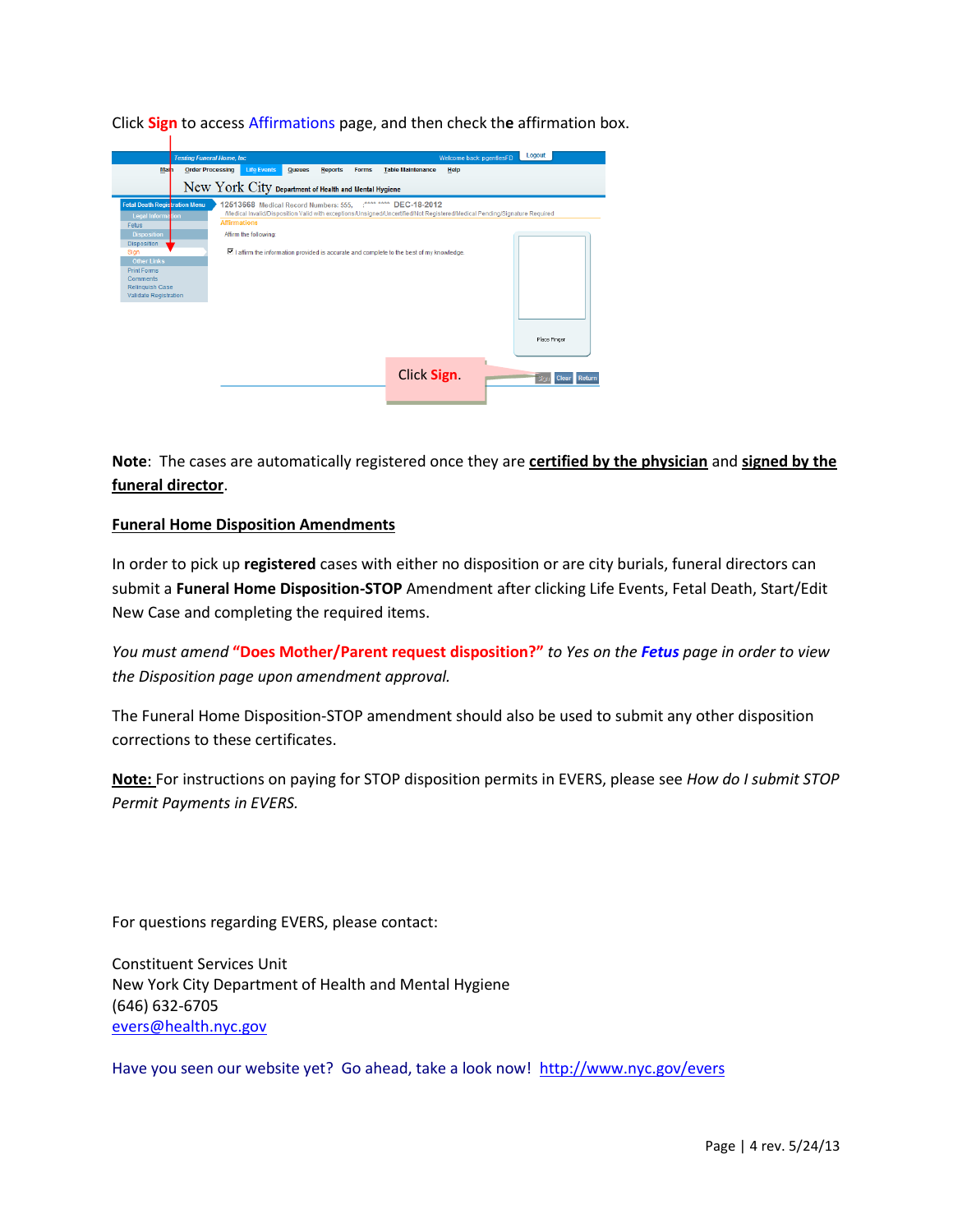Click **Sign** to access Affirmations page, and then check the affirmation box.

**Note**: The cases are automatically registered once they are **certified by the physician** and **signed by the funeral director**.

**Funeral Home Disposition Amendments**

In order to pick up **registered** cases with either no disposition or are city burials, funeral directors can submit a **Funeral Home Disposition-STOP** Amendment after clicking Life Events, Fetal Death, Start/Edit New Case and completing the required items.

*You must amend* ***"Does Mother/Parent request disposition?"*** *to Yes on the* ***Fetus*** *page in order to view the Disposition page upon amendment approval.*

The Funeral Home Disposition-STOP amendment should also be used to submit any other disposition corrections to these certificates.

**Note:** For instructions on paying for STOP disposition permits in EVERS, please see *How do I submit STOP Permit Payments in EVERS.*

For questions regarding EVERS, please contact:

Constituent Services Unit
New York City Department of Health and Mental Hygiene
(646) 632-6705
evers@health.nyc.gov

Have you seen our website yet? Go ahead, take a look now! http://www.nyc.gov/evers

rev. 5/24/13